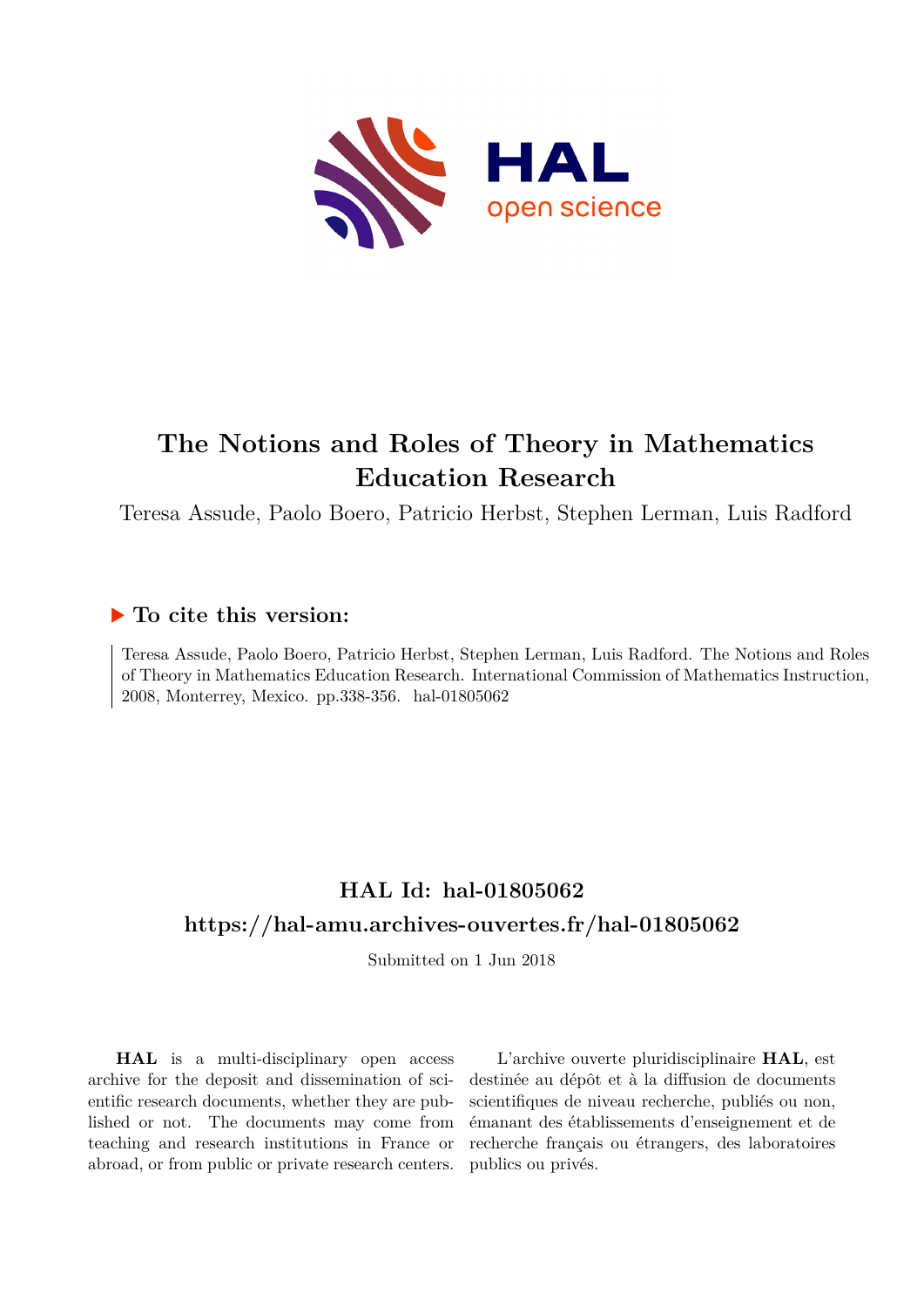# The Notions and Roles of Theory in Mathematics Education Research

Teresa Assude, Paolo Boero, Patricio Herbst, Stephen Lerman, Luis Radford

## ▶ To cite this version:

Teresa Assude, Paolo Boero, Patricio Herbst, Stephen Lerman, Luis Radford. The Notions and Roles of Theory in Mathematics Education Research. International Commission of Mathematics Instruction, 2008, Monterrey, Mexico. pp.338-356. hal-01805062

## HAL Id: hal-01805062

## https://hal-amu.archives-ouvertes.fr/hal-01805062

Submitted on 1 Jun 2018

**HAL** is a multi-disciplinary open access archive for the deposit and dissemination of scientific research documents, whether they are published or not. The documents may come from teaching and research institutions in France or abroad, or from public or private research centers.

L'archive ouverte pluridisciplinaire **HAL**, est destinée au dépôt et à la diffusion de documents scientifiques de niveau recherche, publiés ou non, émanant des établissements d'enseignement et de recherche français ou étrangers, des laboratoires publics ou privés.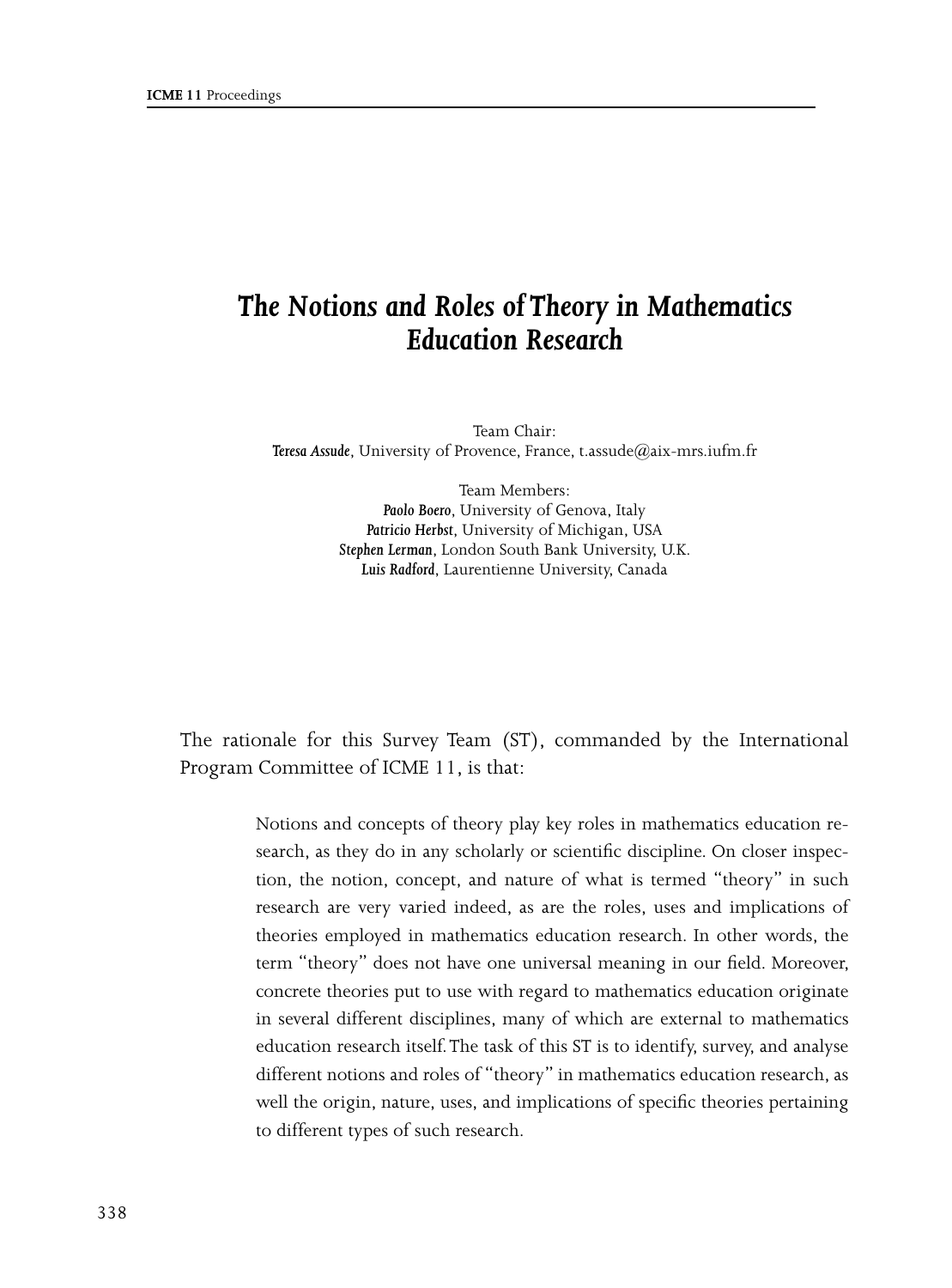# *The Notions and Roles of Theory in Mathematics Education Research*

Team Chair:
***Teresa Assude***, University of Provence, France, t.assude@aix-mrs.iufm.fr

Team Members:
***Paolo Boero***, University of Genova, Italy
***Patricio Herbst***, University of Michigan, USA
***Stephen Lerman***, London South Bank University, U.K.
***Luis Radford***, Laurentienne University, Canada

The rationale for this Survey Team (ST), commanded by the International Program Committee of ICME 11, is that:

> Notions and concepts of theory play key roles in mathematics education research, as they do in any scholarly or scientific discipline. On closer inspection, the notion, concept, and nature of what is termed "theory" in such research are very varied indeed, as are the roles, uses and implications of theories employed in mathematics education research. In other words, the term "theory" does not have one universal meaning in our field. Moreover, concrete theories put to use with regard to mathematics education originate in several different disciplines, many of which are external to mathematics education research itself. The task of this ST is to identify, survey, and analyse different notions and roles of "theory" in mathematics education research, as well the origin, nature, uses, and implications of specific theories pertaining to different types of such research.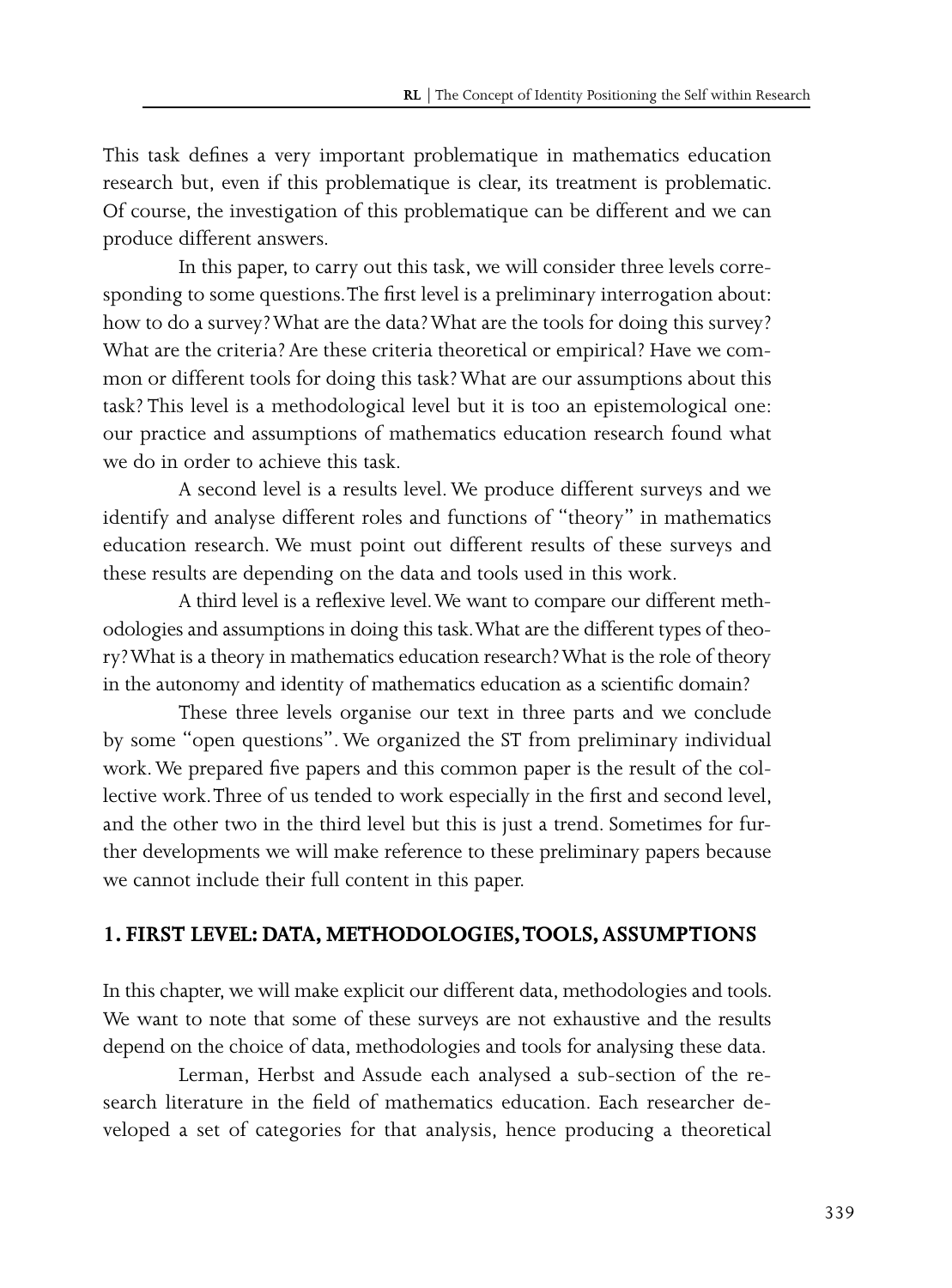This task defines a very important problematique in mathematics education research but, even if this problematique is clear, its treatment is problematic. Of course, the investigation of this problematique can be different and we can produce different answers.

In this paper, to carry out this task, we will consider three levels corresponding to some questions. The first level is a preliminary interrogation about: how to do a survey? What are the data? What are the tools for doing this survey? What are the criteria? Are these criteria theoretical or empirical? Have we common or different tools for doing this task? What are our assumptions about this task? This level is a methodological level but it is too an epistemological one: our practice and assumptions of mathematics education research found what we do in order to achieve this task.

A second level is a results level. We produce different surveys and we identify and analyse different roles and functions of "theory" in mathematics education research. We must point out different results of these surveys and these results are depending on the data and tools used in this work.

A third level is a reflexive level. We want to compare our different methodologies and assumptions in doing this task. What are the different types of theory? What is a theory in mathematics education research? What is the role of theory in the autonomy and identity of mathematics education as a scientific domain?

These three levels organise our text in three parts and we conclude by some "open questions". We organized the ST from preliminary individual work. We prepared five papers and this common paper is the result of the collective work. Three of us tended to work especially in the first and second level, and the other two in the third level but this is just a trend. Sometimes for further developments we will make reference to these preliminary papers because we cannot include their full content in this paper.

## 1. FIRST LEVEL: DATA, METHODOLOGIES, TOOLS, ASSUMPTIONS

In this chapter, we will make explicit our different data, methodologies and tools. We want to note that some of these surveys are not exhaustive and the results depend on the choice of data, methodologies and tools for analysing these data.

Lerman, Herbst and Assude each analysed a sub-section of the research literature in the field of mathematics education. Each researcher developed a set of categories for that analysis, hence producing a theoretical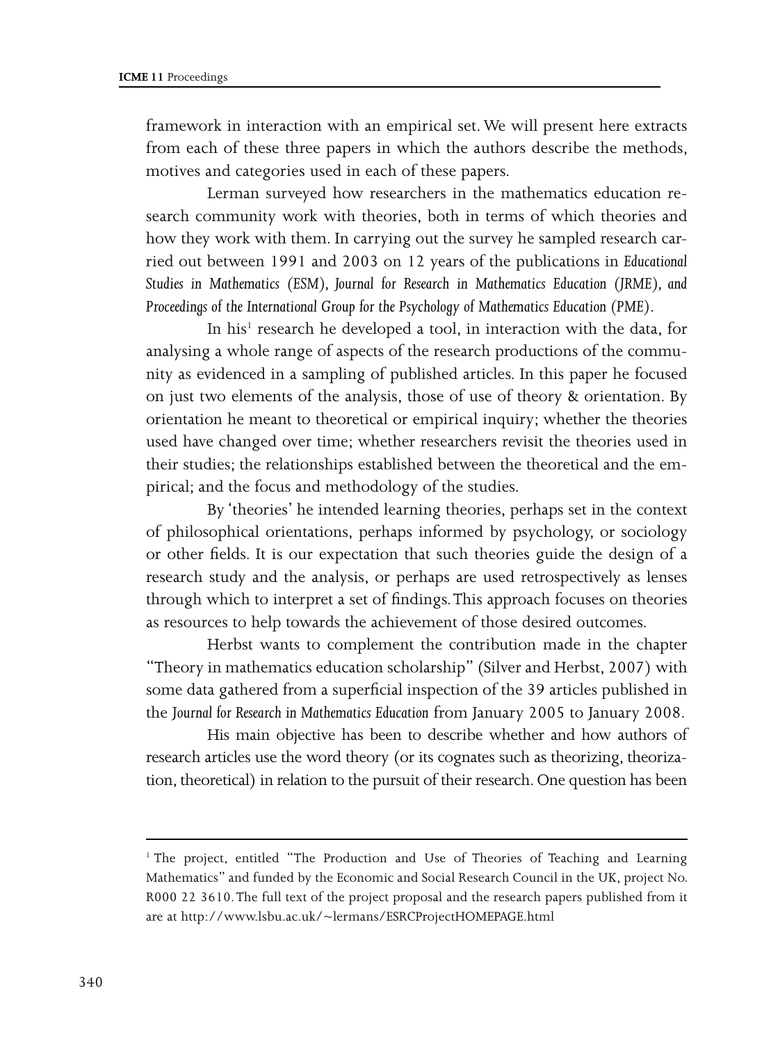framework in interaction with an empirical set. We will present here extracts from each of these three papers in which the authors describe the methods, motives and categories used in each of these papers.

Lerman surveyed how researchers in the mathematics education research community work with theories, both in terms of which theories and how they work with them. In carrying out the survey he sampled research carried out between 1991 and 2003 on 12 years of the publications in *Educational Studies in Mathematics (ESM), Journal for Research in Mathematics Education (JRME), and Proceedings of the International Group for the Psychology of Mathematics Education (PME)*.

In his[1] research he developed a tool, in interaction with the data, for analysing a whole range of aspects of the research productions of the community as evidenced in a sampling of published articles. In this paper he focused on just two elements of the analysis, those of use of theory & orientation. By orientation he meant to theoretical or empirical inquiry; whether the theories used have changed over time; whether researchers revisit the theories used in their studies; the relationships established between the theoretical and the empirical; and the focus and methodology of the studies.

By 'theories' he intended learning theories, perhaps set in the context of philosophical orientations, perhaps informed by psychology, or sociology or other fields. It is our expectation that such theories guide the design of a research study and the analysis, or perhaps are used retrospectively as lenses through which to interpret a set of findings. This approach focuses on theories as resources to help towards the achievement of those desired outcomes.

Herbst wants to complement the contribution made in the chapter "Theory in mathematics education scholarship" (Silver and Herbst, 2007) with some data gathered from a superficial inspection of the 39 articles published in the *Journal for Research in Mathematics Education* from January 2005 to January 2008.

His main objective has been to describe whether and how authors of research articles use the word theory (or its cognates such as theorizing, theorization, theoretical) in relation to the pursuit of their research. One question has been

---

[1] The project, entitled "The Production and Use of Theories of Teaching and Learning Mathematics" and funded by the Economic and Social Research Council in the UK, project No. R000 22 3610. The full text of the project proposal and the research papers published from it are at http://www.lsbu.ac.uk/~lermans/ESRCProjectHOMEPAGE.html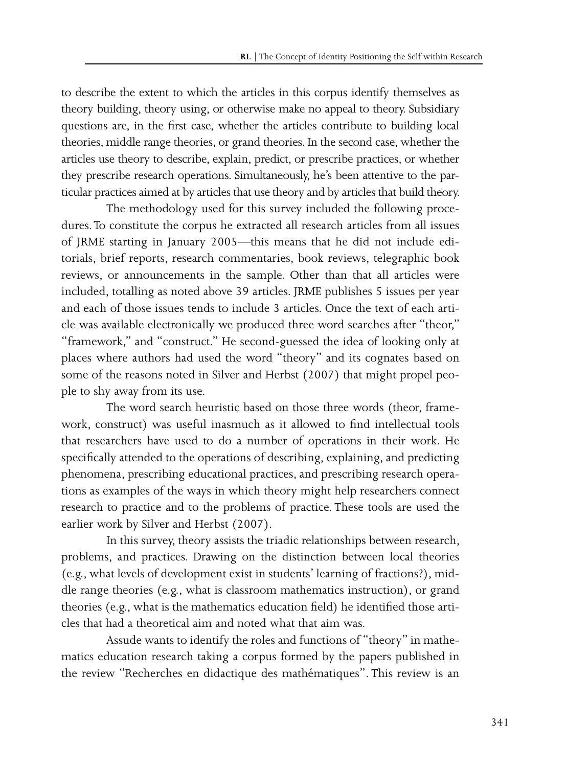to describe the extent to which the articles in this corpus identify themselves as theory building, theory using, or otherwise make no appeal to theory. Subsidiary questions are, in the first case, whether the articles contribute to building local theories, middle range theories, or grand theories. In the second case, whether the articles use theory to describe, explain, predict, or prescribe practices, or whether they prescribe research operations. Simultaneously, he's been attentive to the particular practices aimed at by articles that use theory and by articles that build theory.

The methodology used for this survey included the following procedures. To constitute the corpus he extracted all research articles from all issues of JRME starting in January 2005—this means that he did not include editorials, brief reports, research commentaries, book reviews, telegraphic book reviews, or announcements in the sample. Other than that all articles were included, totalling as noted above 39 articles. JRME publishes 5 issues per year and each of those issues tends to include 3 articles. Once the text of each article was available electronically we produced three word searches after "theor," "framework," and "construct." He second-guessed the idea of looking only at places where authors had used the word "theory" and its cognates based on some of the reasons noted in Silver and Herbst (2007) that might propel people to shy away from its use.

The word search heuristic based on those three words (theor, framework, construct) was useful inasmuch as it allowed to find intellectual tools that researchers have used to do a number of operations in their work. He specifically attended to the operations of describing, explaining, and predicting phenomena, prescribing educational practices, and prescribing research operations as examples of the ways in which theory might help researchers connect research to practice and to the problems of practice. These tools are used the earlier work by Silver and Herbst (2007).

In this survey, theory assists the triadic relationships between research, problems, and practices. Drawing on the distinction between local theories (e.g., what levels of development exist in students' learning of fractions?), middle range theories (e.g., what is classroom mathematics instruction), or grand theories (e.g., what is the mathematics education field) he identified those articles that had a theoretical aim and noted what that aim was.

Assude wants to identify the roles and functions of "theory" in mathematics education research taking a corpus formed by the papers published in the review "Recherches en didactique des mathématiques". This review is an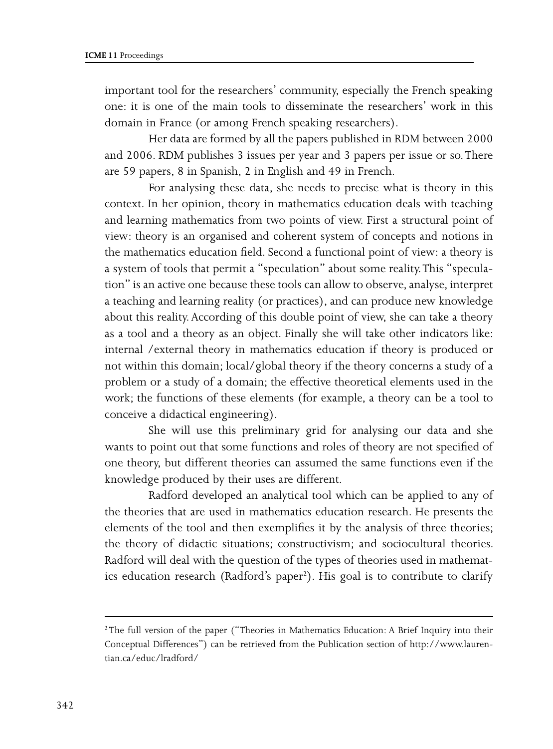important tool for the researchers' community, especially the French speaking one: it is one of the main tools to disseminate the researchers' work in this domain in France (or among French speaking researchers).

Her data are formed by all the papers published in RDM between 2000 and 2006. RDM publishes 3 issues per year and 3 papers per issue or so. There are 59 papers, 8 in Spanish, 2 in English and 49 in French.

For analysing these data, she needs to precise what is theory in this context. In her opinion, theory in mathematics education deals with teaching and learning mathematics from two points of view. First a structural point of view: theory is an organised and coherent system of concepts and notions in the mathematics education field. Second a functional point of view: a theory is a system of tools that permit a "speculation" about some reality. This "speculation" is an active one because these tools can allow to observe, analyse, interpret a teaching and learning reality (or practices), and can produce new knowledge about this reality. According of this double point of view, she can take a theory as a tool and a theory as an object. Finally she will take other indicators like: internal /external theory in mathematics education if theory is produced or not within this domain; local/global theory if the theory concerns a study of a problem or a study of a domain; the effective theoretical elements used in the work; the functions of these elements (for example, a theory can be a tool to conceive a didactical engineering).

She will use this preliminary grid for analysing our data and she wants to point out that some functions and roles of theory are not specified of one theory, but different theories can assumed the same functions even if the knowledge produced by their uses are different.

Radford developed an analytical tool which can be applied to any of the theories that are used in mathematics education research. He presents the elements of the tool and then exemplifies it by the analysis of three theories; the theory of didactic situations; constructivism; and sociocultural theories. Radford will deal with the question of the types of theories used in mathematics education research (Radford's paper[2]). His goal is to contribute to clarify

[2] The full version of the paper ("Theories in Mathematics Education: A Brief Inquiry into their Conceptual Differences") can be retrieved from the Publication section of http://www.laurentian.ca/educ/lradford/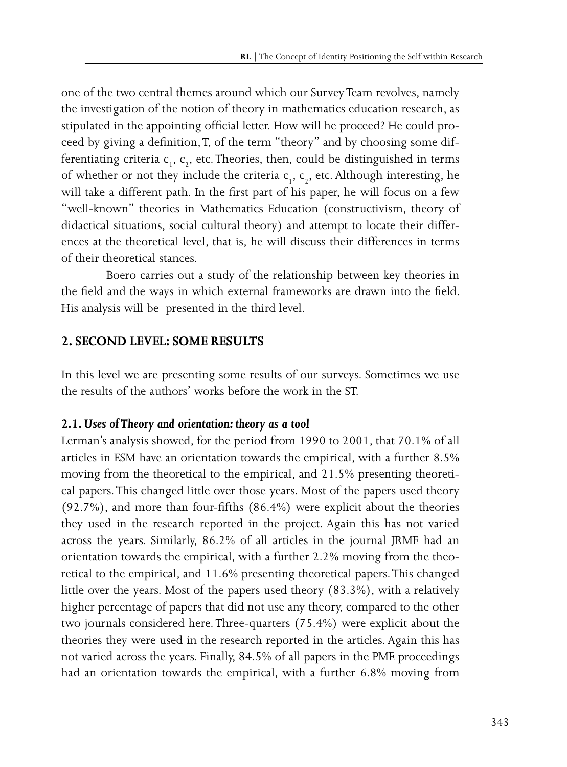one of the two central themes around which our Survey Team revolves, namely the investigation of the notion of theory in mathematics education research, as stipulated in the appointing official letter. How will he proceed? He could proceed by giving a definition, T, of the term "theory" and by choosing some differentiating criteria $c_1$, $c_2$, etc. Theories, then, could be distinguished in terms of whether or not they include the criteria $c_1$, $c_2$, etc. Although interesting, he will take a different path. In the first part of his paper, he will focus on a few "well-known" theories in Mathematics Education (constructivism, theory of didactical situations, social cultural theory) and attempt to locate their differences at the theoretical level, that is, he will discuss their differences in terms of their theoretical stances.

Boero carries out a study of the relationship between key theories in the field and the ways in which external frameworks are drawn into the field. His analysis will be presented in the third level.

## 2. SECOND LEVEL: SOME RESULTS

In this level we are presenting some results of our surveys. Sometimes we use the results of the authors' works before the work in the ST.

### 2.1. *Uses of Theory and orientation: theory as a tool*

Lerman's analysis showed, for the period from 1990 to 2001, that 70.1% of all articles in ESM have an orientation towards the empirical, with a further 8.5% moving from the theoretical to the empirical, and 21.5% presenting theoretical papers. This changed little over those years. Most of the papers used theory (92.7%), and more than four-fifths (86.4%) were explicit about the theories they used in the research reported in the project. Again this has not varied across the years. Similarly, 86.2% of all articles in the journal JRME had an orientation towards the empirical, with a further 2.2% moving from the theoretical to the empirical, and 11.6% presenting theoretical papers. This changed little over the years. Most of the papers used theory (83.3%), with a relatively higher percentage of papers that did not use any theory, compared to the other two journals considered here. Three-quarters (75.4%) were explicit about the theories they were used in the research reported in the articles. Again this has not varied across the years. Finally, 84.5% of all papers in the PME proceedings had an orientation towards the empirical, with a further 6.8% moving from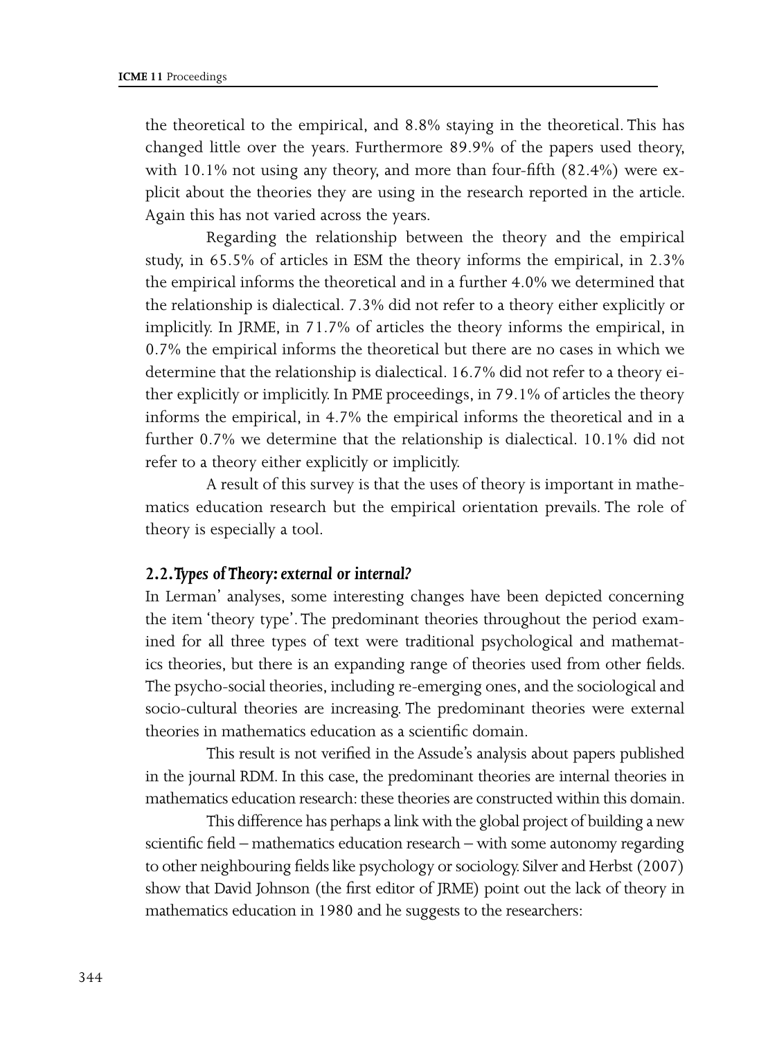the theoretical to the empirical, and 8.8% staying in the theoretical. This has changed little over the years. Furthermore 89.9% of the papers used theory, with 10.1% not using any theory, and more than four-fifth (82.4%) were explicit about the theories they are using in the research reported in the article. Again this has not varied across the years.

Regarding the relationship between the theory and the empirical study, in 65.5% of articles in ESM the theory informs the empirical, in 2.3% the empirical informs the theoretical and in a further 4.0% we determined that the relationship is dialectical. 7.3% did not refer to a theory either explicitly or implicitly. In JRME, in 71.7% of articles the theory informs the empirical, in 0.7% the empirical informs the theoretical but there are no cases in which we determine that the relationship is dialectical. 16.7% did not refer to a theory either explicitly or implicitly. In PME proceedings, in 79.1% of articles the theory informs the empirical, in 4.7% the empirical informs the theoretical and in a further 0.7% we determine that the relationship is dialectical. 10.1% did not refer to a theory either explicitly or implicitly.

A result of this survey is that the uses of theory is important in mathematics education research but the empirical orientation prevails. The role of theory is especially a tool.

### 2.2. Types of Theory: external or internal?

In Lerman' analyses, some interesting changes have been depicted concerning the item 'theory type'. The predominant theories throughout the period examined for all three types of text were traditional psychological and mathematics theories, but there is an expanding range of theories used from other fields. The psycho-social theories, including re-emerging ones, and the sociological and socio-cultural theories are increasing. The predominant theories were external theories in mathematics education as a scientific domain.

This result is not verified in the Assude's analysis about papers published in the journal RDM. In this case, the predominant theories are internal theories in mathematics education research: these theories are constructed within this domain.

This difference has perhaps a link with the global project of building a new scientific field – mathematics education research – with some autonomy regarding to other neighbouring fields like psychology or sociology. Silver and Herbst (2007) show that David Johnson (the first editor of JRME) point out the lack of theory in mathematics education in 1980 and he suggests to the researchers: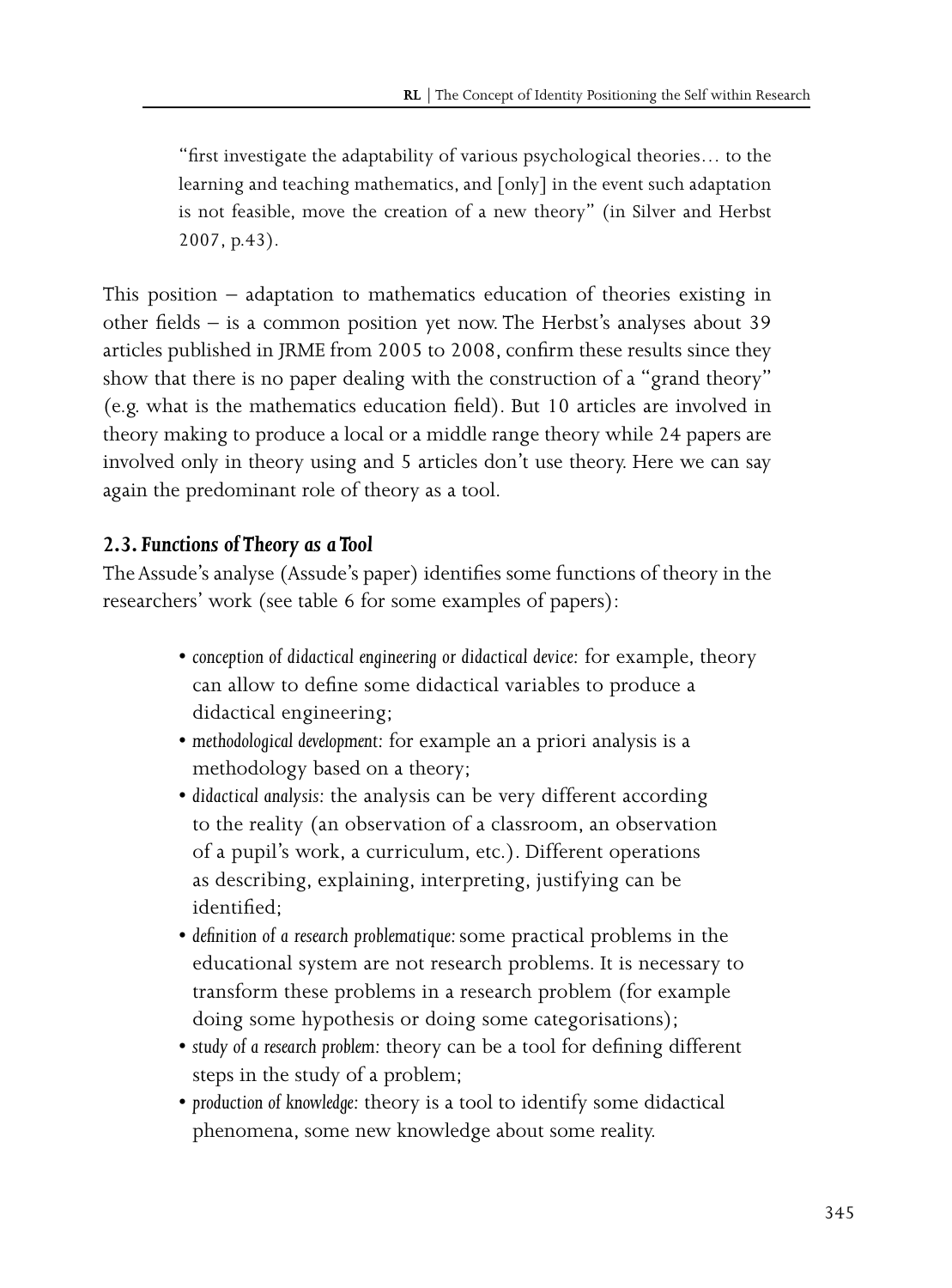> "first investigate the adaptability of various psychological theories… to the learning and teaching mathematics, and [only] in the event such adaptation is not feasible, move the creation of a new theory" (in Silver and Herbst 2007, p.43).

This position – adaptation to mathematics education of theories existing in other fields – is a common position yet now. The Herbst's analyses about 39 articles published in JRME from 2005 to 2008, confirm these results since they show that there is no paper dealing with the construction of a "grand theory" (e.g. what is the mathematics education field). But 10 articles are involved in theory making to produce a local or a middle range theory while 24 papers are involved only in theory using and 5 articles don't use theory. Here we can say again the predominant role of theory as a tool.

### 2.3. *Functions of Theory as a Tool*

The Assude's analyse (Assude's paper) identifies some functions of theory in the researchers' work (see table 6 for some examples of papers):

- *conception of didactical engineering or didactical device:* for example, theory can allow to define some didactical variables to produce a didactical engineering;
- *methodological development:* for example an a priori analysis is a methodology based on a theory;
- *didactical analysis:* the analysis can be very different according to the reality (an observation of a classroom, an observation of a pupil's work, a curriculum, etc.). Different operations as describing, explaining, interpreting, justifying can be identified;
- *definition of a research problematique:* some practical problems in the educational system are not research problems. It is necessary to transform these problems in a research problem (for example doing some hypothesis or doing some categorisations);
- *study of a research problem:* theory can be a tool for defining different steps in the study of a problem;
- *production of knowledge:* theory is a tool to identify some didactical phenomena, some new knowledge about some reality.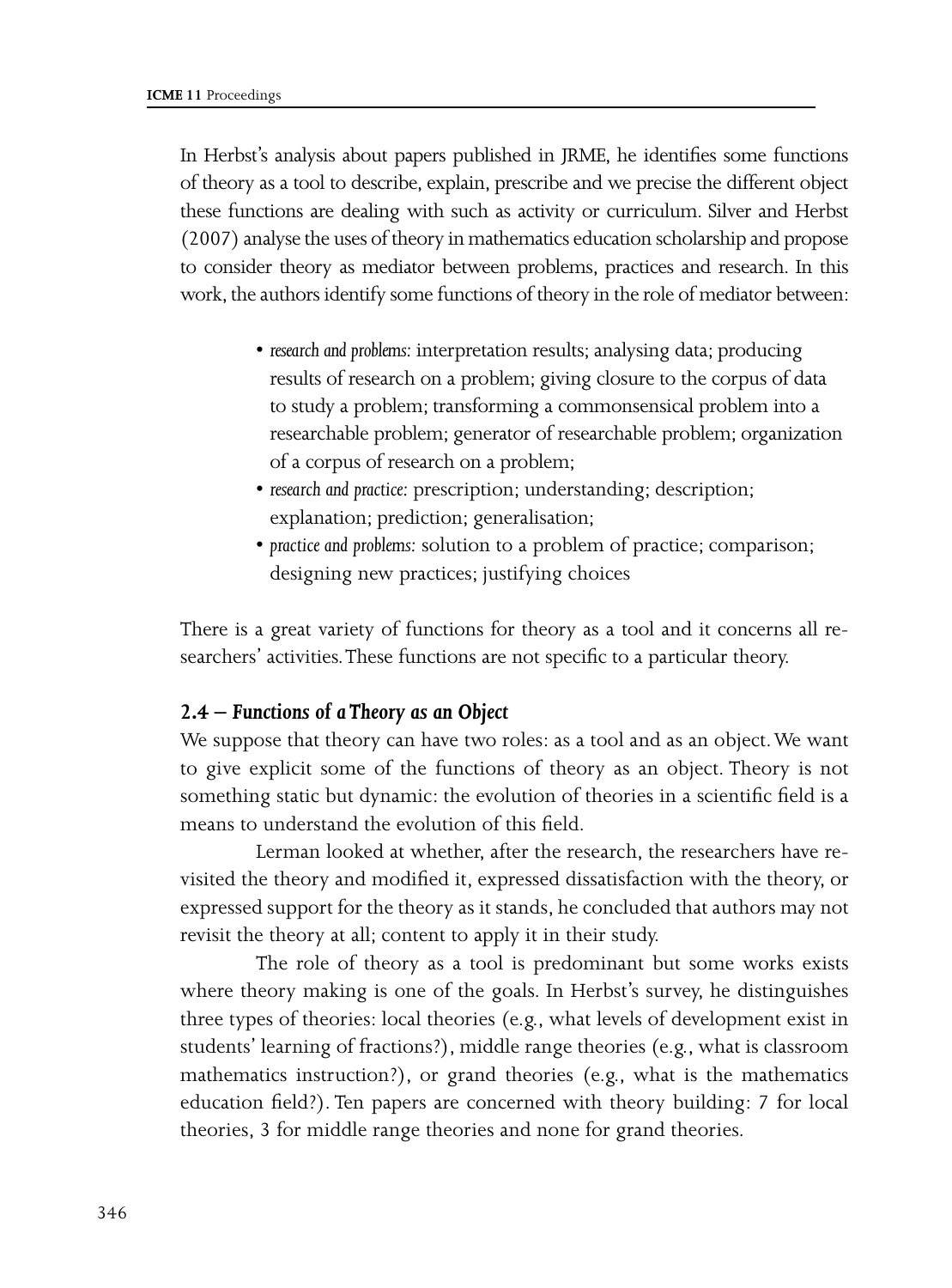In Herbst's analysis about papers published in JRME, he identifies some functions of theory as a tool to describe, explain, prescribe and we precise the different object these functions are dealing with such as activity or curriculum. Silver and Herbst (2007) analyse the uses of theory in mathematics education scholarship and propose to consider theory as mediator between problems, practices and research. In this work, the authors identify some functions of theory in the role of mediator between:

- *research and problems:* interpretation results; analysing data; producing results of research on a problem; giving closure to the corpus of data to study a problem; transforming a commonsensical problem into a researchable problem; generator of researchable problem; organization of a corpus of research on a problem;
- *research and practice:* prescription; understanding; description; explanation; prediction; generalisation;
- *practice and problems:* solution to a problem of practice; comparison; designing new practices; justifying choices

There is a great variety of functions for theory as a tool and it concerns all researchers' activities. These functions are not specific to a particular theory.

### 2.4 – *Functions of a Theory as an Object*

We suppose that theory can have two roles: as a tool and as an object. We want to give explicit some of the functions of theory as an object. Theory is not something static but dynamic: the evolution of theories in a scientific field is a means to understand the evolution of this field.

Lerman looked at whether, after the research, the researchers have revisited the theory and modified it, expressed dissatisfaction with the theory, or expressed support for the theory as it stands, he concluded that authors may not revisit the theory at all; content to apply it in their study.

The role of theory as a tool is predominant but some works exists where theory making is one of the goals. In Herbst's survey, he distinguishes three types of theories: local theories (e.g., what levels of development exist in students' learning of fractions?), middle range theories (e.g., what is classroom mathematics instruction?), or grand theories (e.g., what is the mathematics education field?). Ten papers are concerned with theory building: 7 for local theories, 3 for middle range theories and none for grand theories.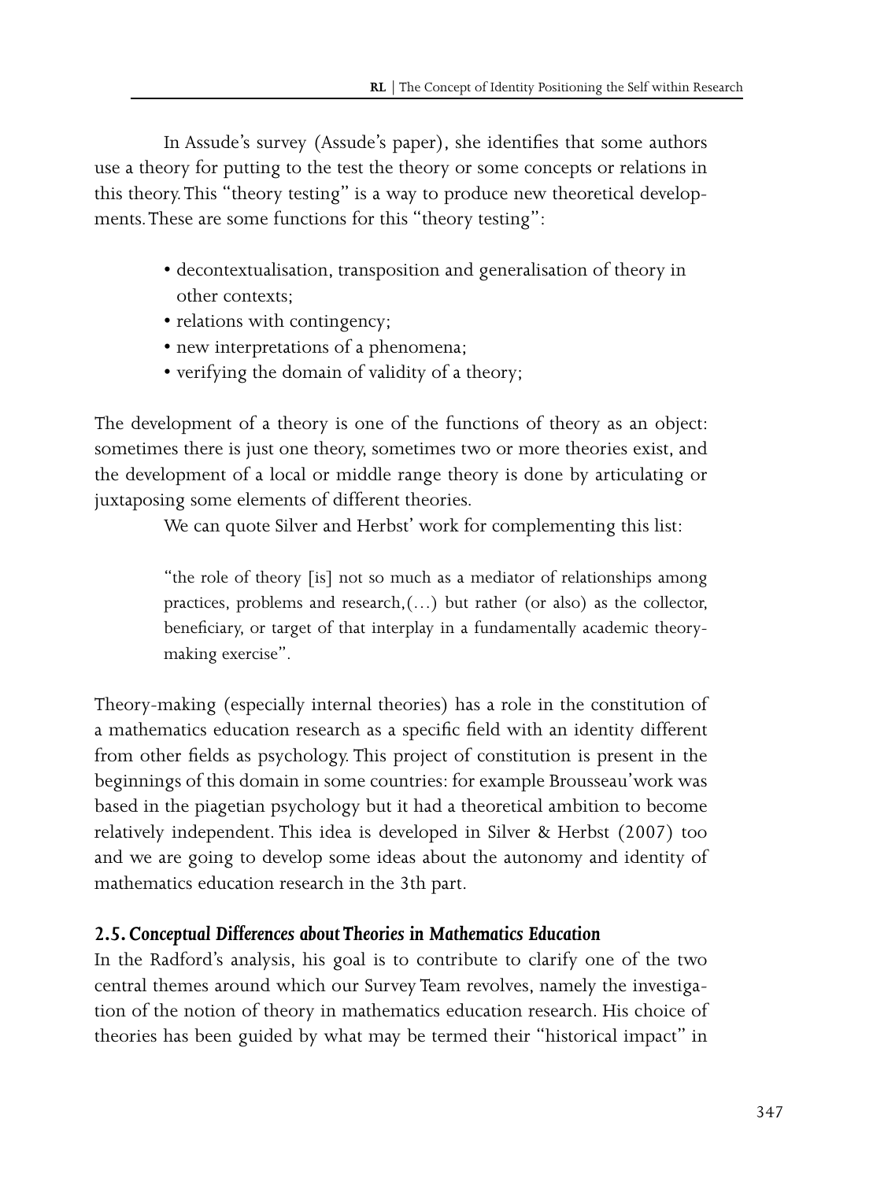In Assude's survey (Assude's paper), she identifies that some authors use a theory for putting to the test the theory or some concepts or relations in this theory. This "theory testing" is a way to produce new theoretical developments. These are some functions for this "theory testing":

- decontextualisation, transposition and generalisation of theory in other contexts;
- relations with contingency;
- new interpretations of a phenomena;
- verifying the domain of validity of a theory;

The development of a theory is one of the functions of theory as an object: sometimes there is just one theory, sometimes two or more theories exist, and the development of a local or middle range theory is done by articulating or juxtaposing some elements of different theories.

We can quote Silver and Herbst' work for complementing this list:

> "the role of theory [is] not so much as a mediator of relationships among practices, problems and research,(…) but rather (or also) as the collector, beneficiary, or target of that interplay in a fundamentally academic theory-making exercise".

Theory-making (especially internal theories) has a role in the constitution of a mathematics education research as a specific field with an identity different from other fields as psychology. This project of constitution is present in the beginnings of this domain in some countries: for example Brousseau'work was based in the piagetian psychology but it had a theoretical ambition to become relatively independent. This idea is developed in Silver & Herbst (2007) too and we are going to develop some ideas about the autonomy and identity of mathematics education research in the 3th part.

### 2.5. *Conceptual Differences about Theories in Mathematics Education*

In the Radford's analysis, his goal is to contribute to clarify one of the two central themes around which our Survey Team revolves, namely the investigation of the notion of theory in mathematics education research. His choice of theories has been guided by what may be termed their "historical impact" in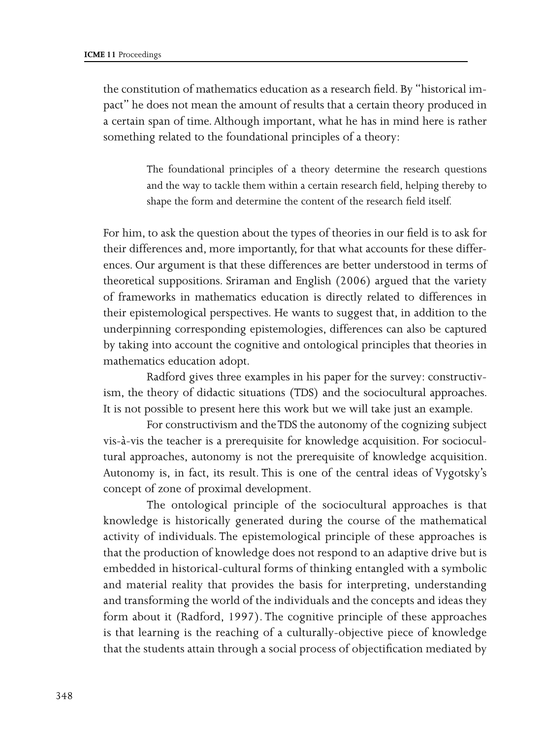the constitution of mathematics education as a research field. By "historical impact" he does not mean the amount of results that a certain theory produced in a certain span of time. Although important, what he has in mind here is rather something related to the foundational principles of a theory:

> The foundational principles of a theory determine the research questions and the way to tackle them within a certain research field, helping thereby to shape the form and determine the content of the research field itself.

For him, to ask the question about the types of theories in our field is to ask for their differences and, more importantly, for that what accounts for these differences. Our argument is that these differences are better understood in terms of theoretical suppositions. Sriraman and English (2006) argued that the variety of frameworks in mathematics education is directly related to differences in their epistemological perspectives. He wants to suggest that, in addition to the underpinning corresponding epistemologies, differences can also be captured by taking into account the cognitive and ontological principles that theories in mathematics education adopt.

Radford gives three examples in his paper for the survey: constructivism, the theory of didactic situations (TDS) and the sociocultural approaches. It is not possible to present here this work but we will take just an example.

For constructivism and the TDS the autonomy of the cognizing subject vis-à-vis the teacher is a prerequisite for knowledge acquisition. For sociocultural approaches, autonomy is not the prerequisite of knowledge acquisition. Autonomy is, in fact, its result. This is one of the central ideas of Vygotsky's concept of zone of proximal development.

The ontological principle of the sociocultural approaches is that knowledge is historically generated during the course of the mathematical activity of individuals. The epistemological principle of these approaches is that the production of knowledge does not respond to an adaptive drive but is embedded in historical-cultural forms of thinking entangled with a symbolic and material reality that provides the basis for interpreting, understanding and transforming the world of the individuals and the concepts and ideas they form about it (Radford, 1997). The cognitive principle of these approaches is that learning is the reaching of a culturally-objective piece of knowledge that the students attain through a social process of objectification mediated by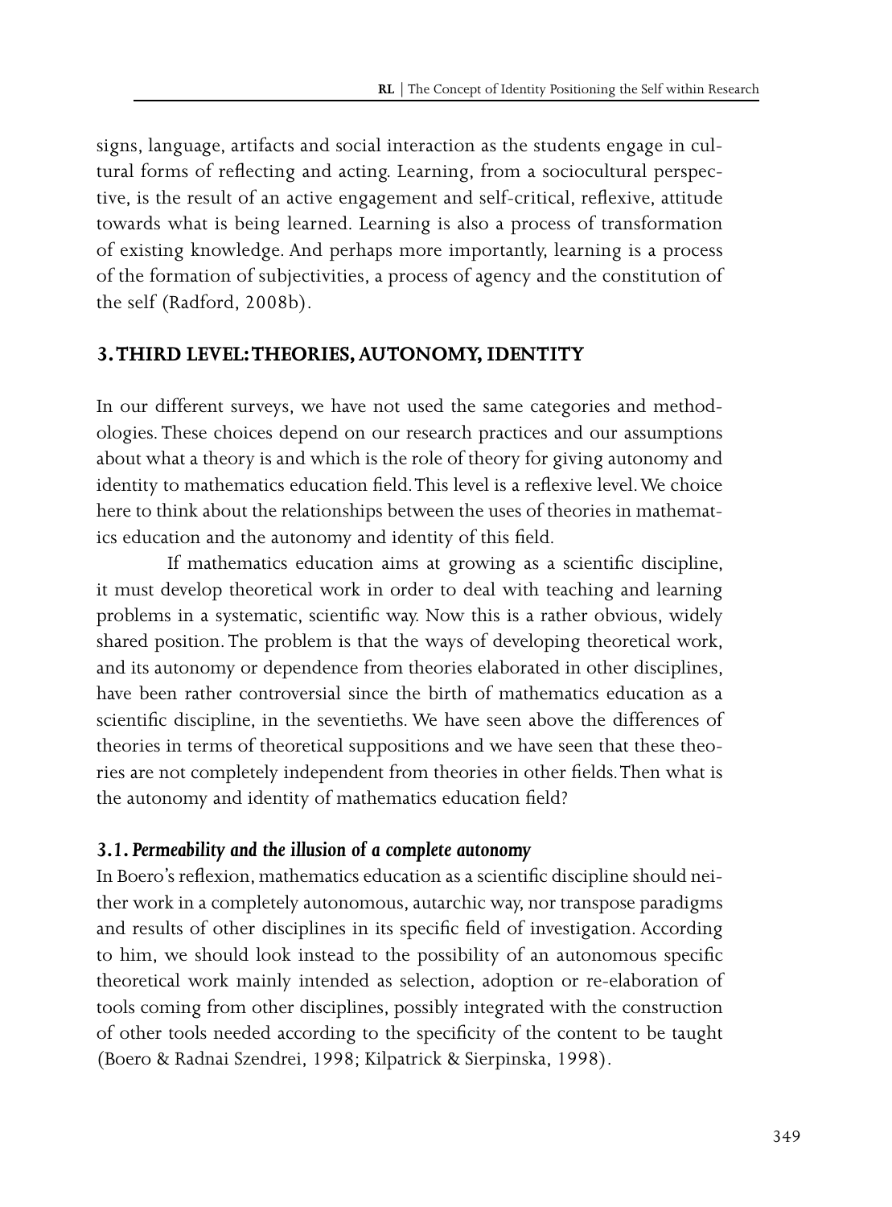signs, language, artifacts and social interaction as the students engage in cultural forms of reflecting and acting. Learning, from a sociocultural perspective, is the result of an active engagement and self-critical, reflexive, attitude towards what is being learned. Learning is also a process of transformation of existing knowledge. And perhaps more importantly, learning is a process of the formation of subjectivities, a process of agency and the constitution of the self (Radford, 2008b).

## 3. THIRD LEVEL: THEORIES, AUTONOMY, IDENTITY

In our different surveys, we have not used the same categories and methodologies. These choices depend on our research practices and our assumptions about what a theory is and which is the role of theory for giving autonomy and identity to mathematics education field. This level is a reflexive level. We choice here to think about the relationships between the uses of theories in mathematics education and the autonomy and identity of this field.

If mathematics education aims at growing as a scientific discipline, it must develop theoretical work in order to deal with teaching and learning problems in a systematic, scientific way. Now this is a rather obvious, widely shared position. The problem is that the ways of developing theoretical work, and its autonomy or dependence from theories elaborated in other disciplines, have been rather controversial since the birth of mathematics education as a scientific discipline, in the seventieths. We have seen above the differences of theories in terms of theoretical suppositions and we have seen that these theories are not completely independent from theories in other fields. Then what is the autonomy and identity of mathematics education field?

### *3.1. Permeability and the illusion of a complete autonomy*

In Boero's reflexion, mathematics education as a scientific discipline should neither work in a completely autonomous, autarchic way, nor transpose paradigms and results of other disciplines in its specific field of investigation. According to him, we should look instead to the possibility of an autonomous specific theoretical work mainly intended as selection, adoption or re-elaboration of tools coming from other disciplines, possibly integrated with the construction of other tools needed according to the specificity of the content to be taught (Boero & Radnai Szendrei, 1998; Kilpatrick & Sierpinska, 1998).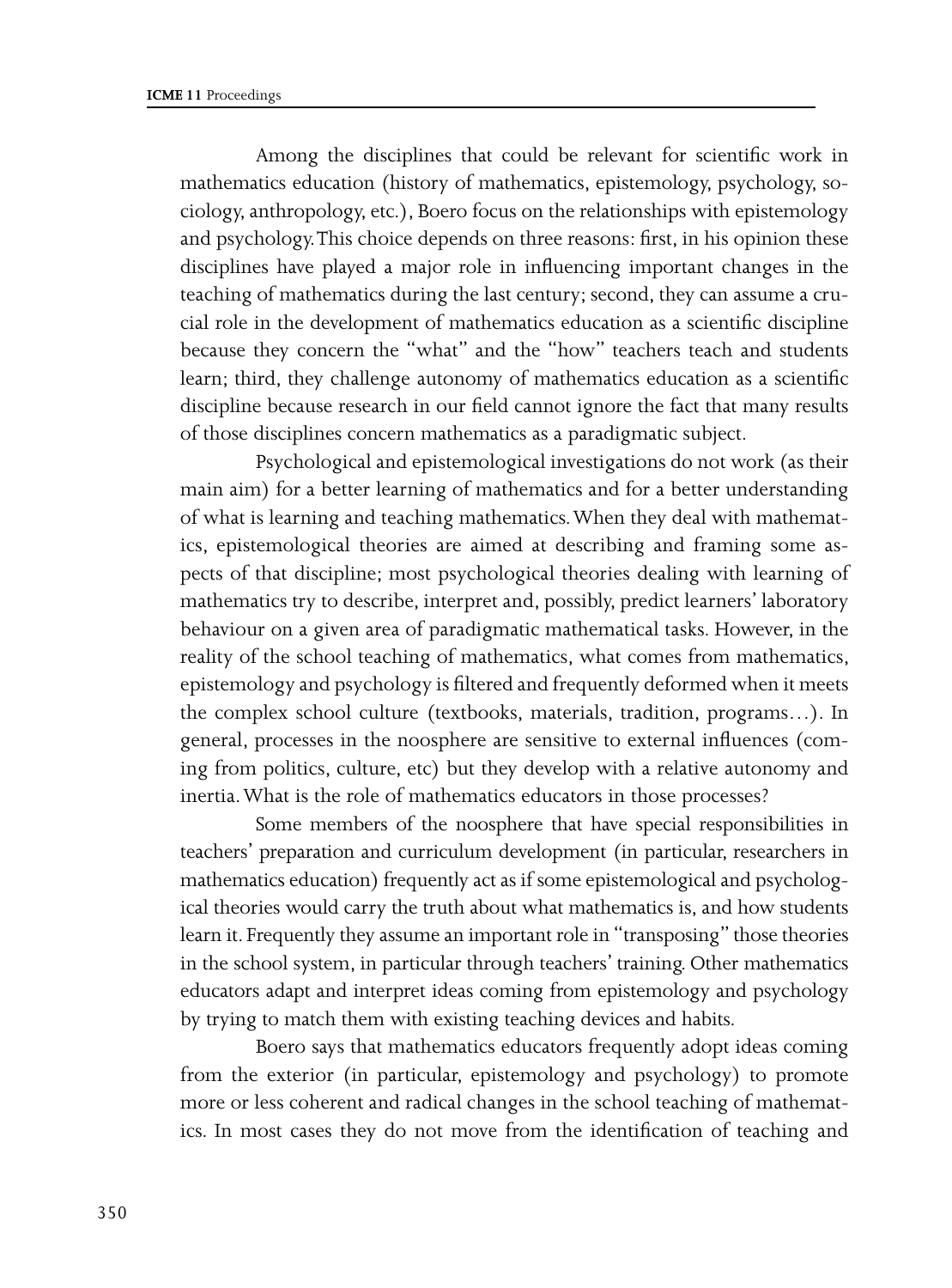Among the disciplines that could be relevant for scientific work in mathematics education (history of mathematics, epistemology, psychology, sociology, anthropology, etc.), Boero focus on the relationships with epistemology and psychology. This choice depends on three reasons: first, in his opinion these disciplines have played a major role in influencing important changes in the teaching of mathematics during the last century; second, they can assume a crucial role in the development of mathematics education as a scientific discipline because they concern the "what" and the "how" teachers teach and students learn; third, they challenge autonomy of mathematics education as a scientific discipline because research in our field cannot ignore the fact that many results of those disciplines concern mathematics as a paradigmatic subject.

Psychological and epistemological investigations do not work (as their main aim) for a better learning of mathematics and for a better understanding of what is learning and teaching mathematics. When they deal with mathematics, epistemological theories are aimed at describing and framing some aspects of that discipline; most psychological theories dealing with learning of mathematics try to describe, interpret and, possibly, predict learners' laboratory behaviour on a given area of paradigmatic mathematical tasks. However, in the reality of the school teaching of mathematics, what comes from mathematics, epistemology and psychology is filtered and frequently deformed when it meets the complex school culture (textbooks, materials, tradition, programs…). In general, processes in the noosphere are sensitive to external influences (coming from politics, culture, etc) but they develop with a relative autonomy and inertia. What is the role of mathematics educators in those processes?

Some members of the noosphere that have special responsibilities in teachers' preparation and curriculum development (in particular, researchers in mathematics education) frequently act as if some epistemological and psychological theories would carry the truth about what mathematics is, and how students learn it. Frequently they assume an important role in "transposing" those theories in the school system, in particular through teachers' training. Other mathematics educators adapt and interpret ideas coming from epistemology and psychology by trying to match them with existing teaching devices and habits.

Boero says that mathematics educators frequently adopt ideas coming from the exterior (in particular, epistemology and psychology) to promote more or less coherent and radical changes in the school teaching of mathematics. In most cases they do not move from the identification of teaching and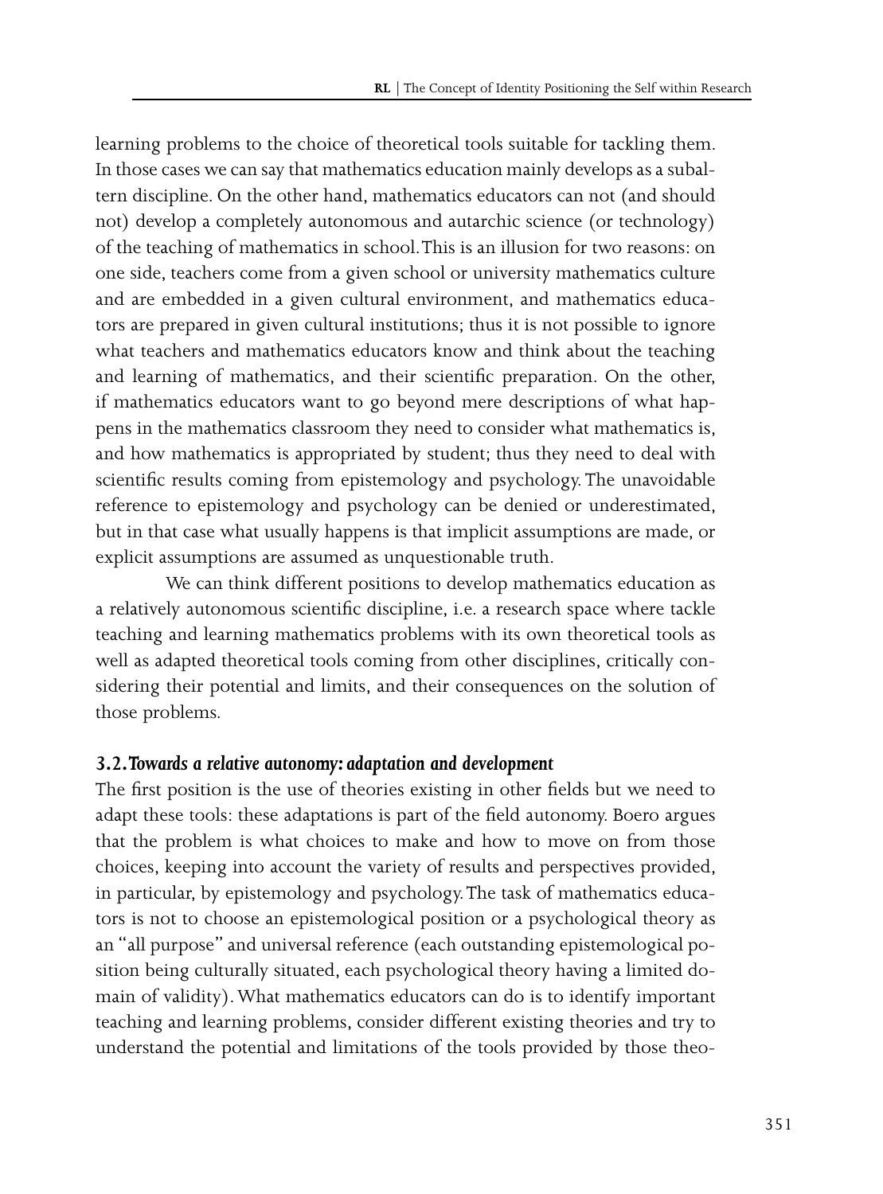learning problems to the choice of theoretical tools suitable for tackling them. In those cases we can say that mathematics education mainly develops as a subaltern discipline. On the other hand, mathematics educators can not (and should not) develop a completely autonomous and autarchic science (or technology) of the teaching of mathematics in school. This is an illusion for two reasons: on one side, teachers come from a given school or university mathematics culture and are embedded in a given cultural environment, and mathematics educators are prepared in given cultural institutions; thus it is not possible to ignore what teachers and mathematics educators know and think about the teaching and learning of mathematics, and their scientific preparation. On the other, if mathematics educators want to go beyond mere descriptions of what happens in the mathematics classroom they need to consider what mathematics is, and how mathematics is appropriated by student; thus they need to deal with scientific results coming from epistemology and psychology. The unavoidable reference to epistemology and psychology can be denied or underestimated, but in that case what usually happens is that implicit assumptions are made, or explicit assumptions are assumed as unquestionable truth.

We can think different positions to develop mathematics education as a relatively autonomous scientific discipline, i.e. a research space where tackle teaching and learning mathematics problems with its own theoretical tools as well as adapted theoretical tools coming from other disciplines, critically considering their potential and limits, and their consequences on the solution of those problems.

### 3.2. *Towards a relative autonomy: adaptation and development*

The first position is the use of theories existing in other fields but we need to adapt these tools: these adaptations is part of the field autonomy. Boero argues that the problem is what choices to make and how to move on from those choices, keeping into account the variety of results and perspectives provided, in particular, by epistemology and psychology. The task of mathematics educators is not to choose an epistemological position or a psychological theory as an "all purpose" and universal reference (each outstanding epistemological position being culturally situated, each psychological theory having a limited domain of validity). What mathematics educators can do is to identify important teaching and learning problems, consider different existing theories and try to understand the potential and limitations of the tools provided by those theo-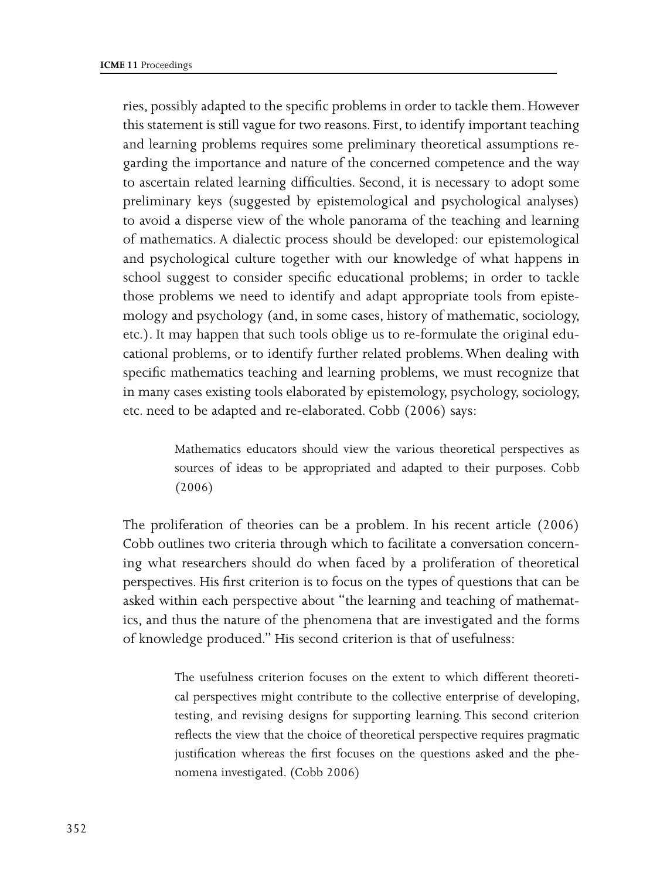ries, possibly adapted to the specific problems in order to tackle them. However this statement is still vague for two reasons. First, to identify important teaching and learning problems requires some preliminary theoretical assumptions regarding the importance and nature of the concerned competence and the way to ascertain related learning difficulties. Second, it is necessary to adopt some preliminary keys (suggested by epistemological and psychological analyses) to avoid a disperse view of the whole panorama of the teaching and learning of mathematics. A dialectic process should be developed: our epistemological and psychological culture together with our knowledge of what happens in school suggest to consider specific educational problems; in order to tackle those problems we need to identify and adapt appropriate tools from epistemology and psychology (and, in some cases, history of mathematic, sociology, etc.). It may happen that such tools oblige us to re-formulate the original educational problems, or to identify further related problems. When dealing with specific mathematics teaching and learning problems, we must recognize that in many cases existing tools elaborated by epistemology, psychology, sociology, etc. need to be adapted and re-elaborated. Cobb (2006) says:

> Mathematics educators should view the various theoretical perspectives as sources of ideas to be appropriated and adapted to their purposes. Cobb (2006)

The proliferation of theories can be a problem. In his recent article (2006) Cobb outlines two criteria through which to facilitate a conversation concerning what researchers should do when faced by a proliferation of theoretical perspectives. His first criterion is to focus on the types of questions that can be asked within each perspective about "the learning and teaching of mathematics, and thus the nature of the phenomena that are investigated and the forms of knowledge produced." His second criterion is that of usefulness:

> The usefulness criterion focuses on the extent to which different theoretical perspectives might contribute to the collective enterprise of developing, testing, and revising designs for supporting learning. This second criterion reflects the view that the choice of theoretical perspective requires pragmatic justification whereas the first focuses on the questions asked and the phenomena investigated. (Cobb 2006)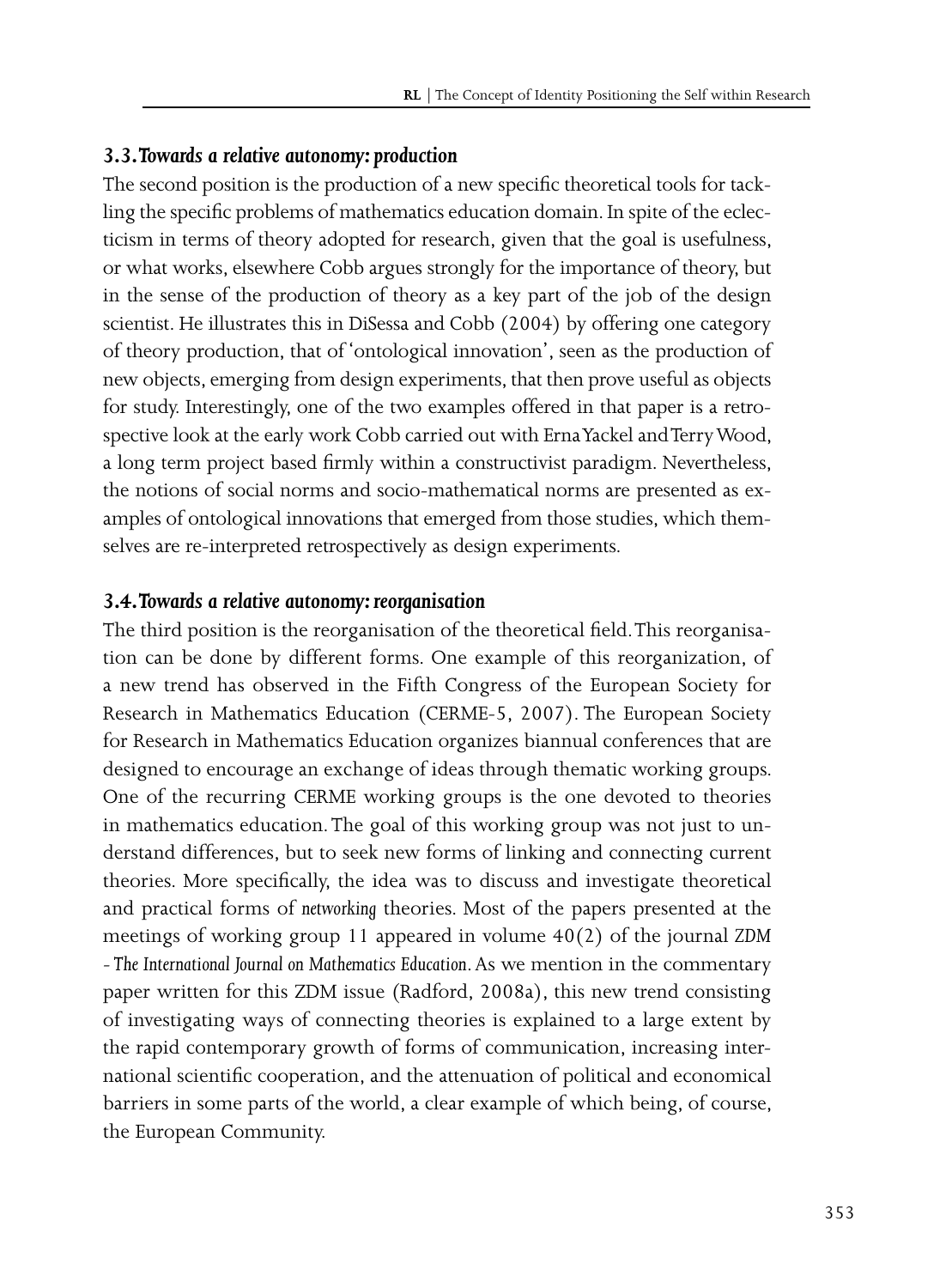### 3.3. *Towards a relative autonomy: production*

The second position is the production of a new specific theoretical tools for tackling the specific problems of mathematics education domain. In spite of the eclecticism in terms of theory adopted for research, given that the goal is usefulness, or what works, elsewhere Cobb argues strongly for the importance of theory, but in the sense of the production of theory as a key part of the job of the design scientist. He illustrates this in DiSessa and Cobb (2004) by offering one category of theory production, that of 'ontological innovation', seen as the production of new objects, emerging from design experiments, that then prove useful as objects for study. Interestingly, one of the two examples offered in that paper is a retrospective look at the early work Cobb carried out with Erna Yackel and Terry Wood, a long term project based firmly within a constructivist paradigm. Nevertheless, the notions of social norms and socio-mathematical norms are presented as examples of ontological innovations that emerged from those studies, which themselves are re-interpreted retrospectively as design experiments.

### 3.4. *Towards a relative autonomy: reorganisation*

The third position is the reorganisation of the theoretical field. This reorganisation can be done by different forms. One example of this reorganization, of a new trend has observed in the Fifth Congress of the European Society for Research in Mathematics Education (CERME-5, 2007). The European Society for Research in Mathematics Education organizes biannual conferences that are designed to encourage an exchange of ideas through thematic working groups. One of the recurring CERME working groups is the one devoted to theories in mathematics education. The goal of this working group was not just to understand differences, but to seek new forms of linking and connecting current theories. More specifically, the idea was to discuss and investigate theoretical and practical forms of *networking* theories. Most of the papers presented at the meetings of working group 11 appeared in volume 40(2) of the journal *ZDM - The International Journal on Mathematics Education*. As we mention in the commentary paper written for this ZDM issue (Radford, 2008a), this new trend consisting of investigating ways of connecting theories is explained to a large extent by the rapid contemporary growth of forms of communication, increasing international scientific cooperation, and the attenuation of political and economical barriers in some parts of the world, a clear example of which being, of course, the European Community.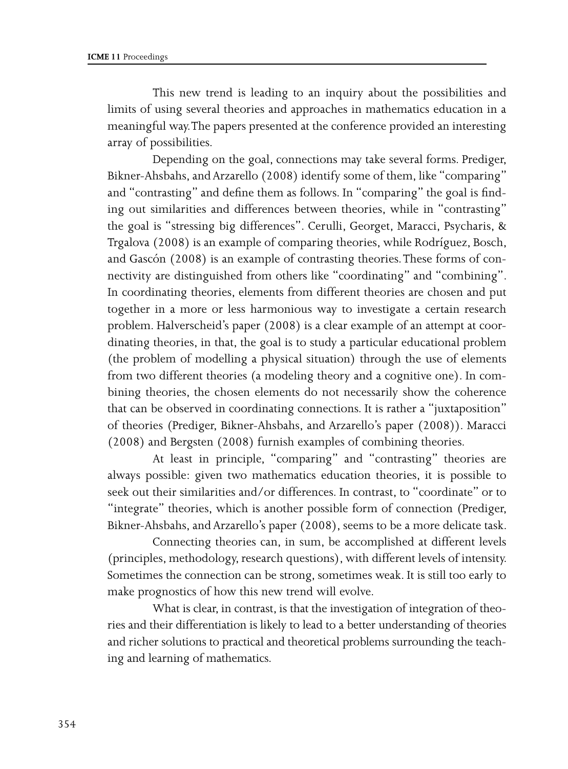This new trend is leading to an inquiry about the possibilities and limits of using several theories and approaches in mathematics education in a meaningful way. The papers presented at the conference provided an interesting array of possibilities.

Depending on the goal, connections may take several forms. Prediger, Bikner-Ahsbahs, and Arzarello (2008) identify some of them, like "comparing" and "contrasting" and define them as follows. In "comparing" the goal is finding out similarities and differences between theories, while in "contrasting" the goal is "stressing big differences". Cerulli, Georget, Maracci, Psycharis, & Trgalova (2008) is an example of comparing theories, while Rodríguez, Bosch, and Gascón (2008) is an example of contrasting theories. These forms of connectivity are distinguished from others like "coordinating" and "combining". In coordinating theories, elements from different theories are chosen and put together in a more or less harmonious way to investigate a certain research problem. Halverscheid's paper (2008) is a clear example of an attempt at coordinating theories, in that, the goal is to study a particular educational problem (the problem of modelling a physical situation) through the use of elements from two different theories (a modeling theory and a cognitive one). In combining theories, the chosen elements do not necessarily show the coherence that can be observed in coordinating connections. It is rather a "juxtaposition" of theories (Prediger, Bikner-Ahsbahs, and Arzarello's paper (2008)). Maracci (2008) and Bergsten (2008) furnish examples of combining theories.

At least in principle, "comparing" and "contrasting" theories are always possible: given two mathematics education theories, it is possible to seek out their similarities and/or differences. In contrast, to "coordinate" or to "integrate" theories, which is another possible form of connection (Prediger, Bikner-Ahsbahs, and Arzarello's paper (2008), seems to be a more delicate task.

Connecting theories can, in sum, be accomplished at different levels (principles, methodology, research questions), with different levels of intensity. Sometimes the connection can be strong, sometimes weak. It is still too early to make prognostics of how this new trend will evolve.

What is clear, in contrast, is that the investigation of integration of theories and their differentiation is likely to lead to a better understanding of theories and richer solutions to practical and theoretical problems surrounding the teaching and learning of mathematics.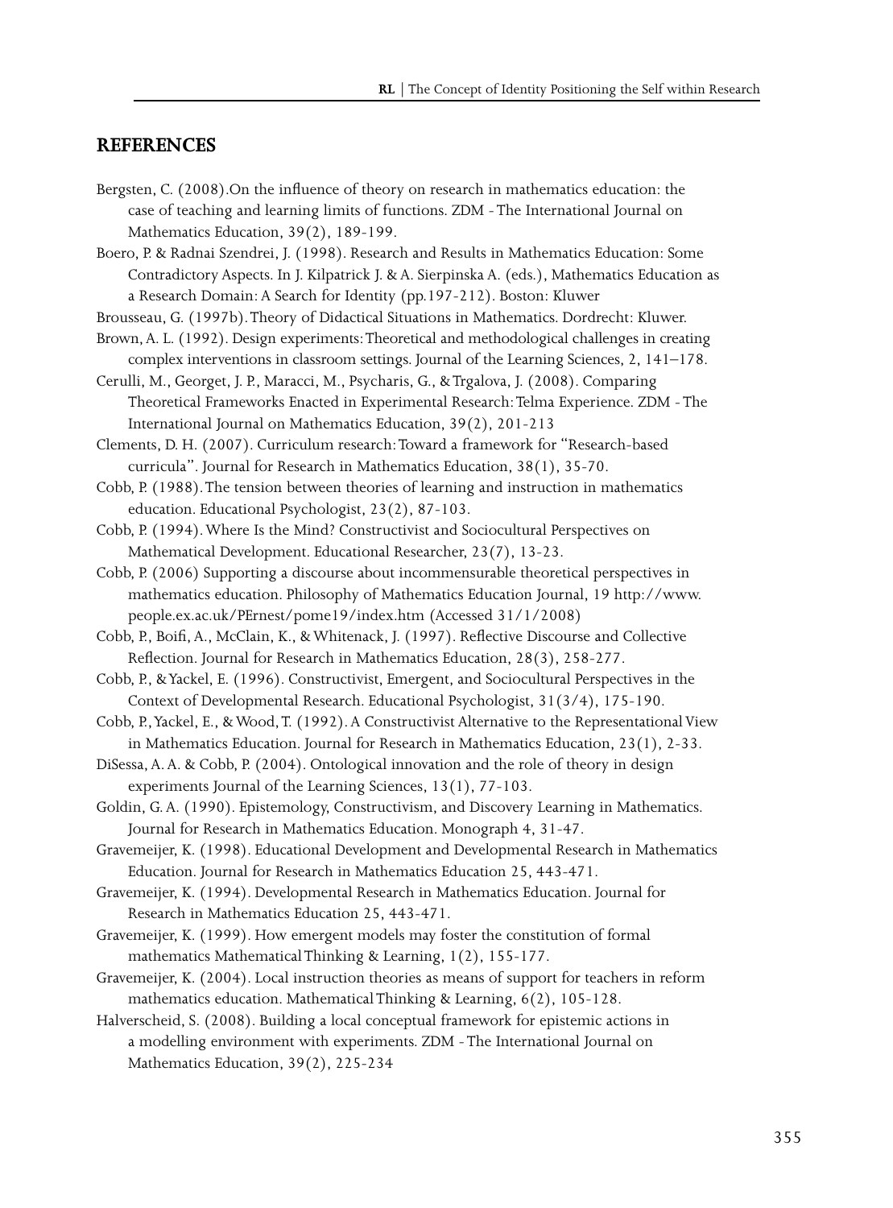## REFERENCES

Bergsten, C. (2008).On the influence of theory on research in mathematics education: the case of teaching and learning limits of functions. ZDM - The International Journal on Mathematics Education, 39(2), 189-199.

Boero, P. & Radnai Szendrei, J. (1998). Research and Results in Mathematics Education: Some Contradictory Aspects. In J. Kilpatrick J. & A. Sierpinska A. (eds.), Mathematics Education as a Research Domain: A Search for Identity (pp.197-212). Boston: Kluwer

Brousseau, G. (1997b). Theory of Didactical Situations in Mathematics. Dordrecht: Kluwer.

Brown, A. L. (1992). Design experiments: Theoretical and methodological challenges in creating complex interventions in classroom settings. Journal of the Learning Sciences, 2, 141–178.

Cerulli, M., Georget, J. P., Maracci, M., Psycharis, G., & Trgalova, J. (2008). Comparing Theoretical Frameworks Enacted in Experimental Research: Telma Experience. ZDM - The International Journal on Mathematics Education, 39(2), 201-213

Clements, D. H. (2007). Curriculum research: Toward a framework for "Research-based curricula". Journal for Research in Mathematics Education, 38(1), 35-70.

Cobb, P. (1988). The tension between theories of learning and instruction in mathematics education. Educational Psychologist, 23(2), 87-103.

Cobb, P. (1994). Where Is the Mind? Constructivist and Sociocultural Perspectives on Mathematical Development. Educational Researcher, 23(7), 13-23.

Cobb, P. (2006) Supporting a discourse about incommensurable theoretical perspectives in mathematics education. Philosophy of Mathematics Education Journal, 19 http://www.people.ex.ac.uk/PErnest/pome19/index.htm (Accessed 31/1/2008)

Cobb, P., Boifi, A., McClain, K., & Whitenack, J. (1997). Reflective Discourse and Collective Reflection. Journal for Research in Mathematics Education, 28(3), 258-277.

Cobb, P., & Yackel, E. (1996). Constructivist, Emergent, and Sociocultural Perspectives in the Context of Developmental Research. Educational Psychologist, 31(3/4), 175-190.

Cobb, P., Yackel, E., & Wood, T. (1992). A Constructivist Alternative to the Representational View in Mathematics Education. Journal for Research in Mathematics Education, 23(1), 2-33.

DiSessa, A. A. & Cobb, P. (2004). Ontological innovation and the role of theory in design experiments Journal of the Learning Sciences, 13(1), 77-103.

Goldin, G. A. (1990). Epistemology, Constructivism, and Discovery Learning in Mathematics. Journal for Research in Mathematics Education. Monograph 4, 31-47.

Gravemeijer, K. (1998). Educational Development and Developmental Research in Mathematics Education. Journal for Research in Mathematics Education 25, 443-471.

Gravemeijer, K. (1994). Developmental Research in Mathematics Education. Journal for Research in Mathematics Education 25, 443-471.

Gravemeijer, K. (1999). How emergent models may foster the constitution of formal mathematics Mathematical Thinking & Learning, 1(2), 155-177.

Gravemeijer, K. (2004). Local instruction theories as means of support for teachers in reform mathematics education. Mathematical Thinking & Learning, 6(2), 105-128.

Halverscheid, S. (2008). Building a local conceptual framework for epistemic actions in a modelling environment with experiments. ZDM - The International Journal on Mathematics Education, 39(2), 225-234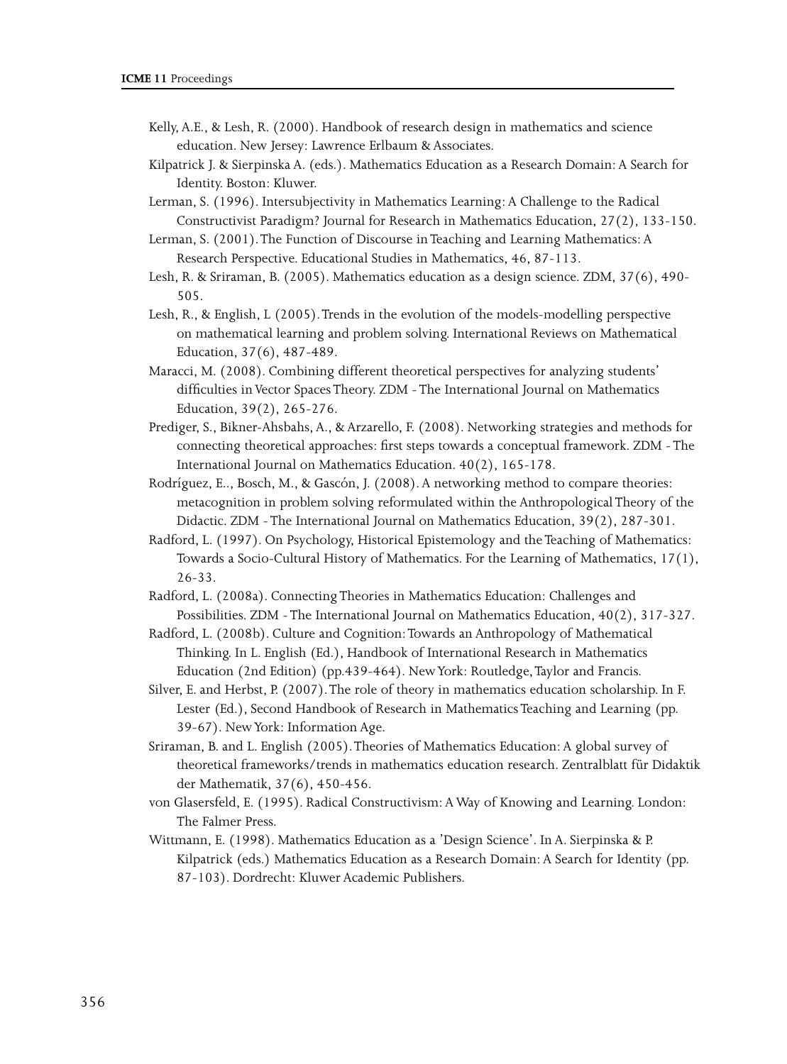Kelly, A.E., & Lesh, R. (2000). Handbook of research design in mathematics and science education. New Jersey: Lawrence Erlbaum & Associates.

Kilpatrick J. & Sierpinska A. (eds.). Mathematics Education as a Research Domain: A Search for Identity. Boston: Kluwer.

Lerman, S. (1996). Intersubjectivity in Mathematics Learning: A Challenge to the Radical Constructivist Paradigm? Journal for Research in Mathematics Education, 27(2), 133-150.

Lerman, S. (2001). The Function of Discourse in Teaching and Learning Mathematics: A Research Perspective. Educational Studies in Mathematics, 46, 87-113.

Lesh, R. & Sriraman, B. (2005). Mathematics education as a design science. ZDM, 37(6), 490-505.

Lesh, R., & English, L (2005). Trends in the evolution of the models-modelling perspective on mathematical learning and problem solving. International Reviews on Mathematical Education, 37(6), 487-489.

Maracci, M. (2008). Combining different theoretical perspectives for analyzing students' difficulties in Vector Spaces Theory. ZDM - The International Journal on Mathematics Education, 39(2), 265-276.

Prediger, S., Bikner-Ahsbahs, A., & Arzarello, F. (2008). Networking strategies and methods for connecting theoretical approaches: first steps towards a conceptual framework. ZDM - The International Journal on Mathematics Education. 40(2), 165-178.

Rodríguez, E.., Bosch, M., & Gascón, J. (2008). A networking method to compare theories: metacognition in problem solving reformulated within the Anthropological Theory of the Didactic. ZDM - The International Journal on Mathematics Education, 39(2), 287-301.

Radford, L. (1997). On Psychology, Historical Epistemology and the Teaching of Mathematics: Towards a Socio-Cultural History of Mathematics. For the Learning of Mathematics, 17(1), 26-33.

Radford, L. (2008a). Connecting Theories in Mathematics Education: Challenges and Possibilities. ZDM - The International Journal on Mathematics Education, 40(2), 317-327.

Radford, L. (2008b). Culture and Cognition: Towards an Anthropology of Mathematical Thinking. In L. English (Ed.), Handbook of International Research in Mathematics Education (2nd Edition) (pp.439-464). New York: Routledge, Taylor and Francis.

Silver, E. and Herbst, P. (2007). The role of theory in mathematics education scholarship. In F. Lester (Ed.), Second Handbook of Research in Mathematics Teaching and Learning (pp. 39-67). New York: Information Age.

Sriraman, B. and L. English (2005). Theories of Mathematics Education: A global survey of theoretical frameworks/trends in mathematics education research. Zentralblatt für Didaktik der Mathematik, 37(6), 450-456.

von Glasersfeld, E. (1995). Radical Constructivism: A Way of Knowing and Learning. London: The Falmer Press.

Wittmann, E. (1998). Mathematics Education as a 'Design Science'. In A. Sierpinska & P. Kilpatrick (eds.) Mathematics Education as a Research Domain: A Search for Identity (pp. 87-103). Dordrecht: Kluwer Academic Publishers.